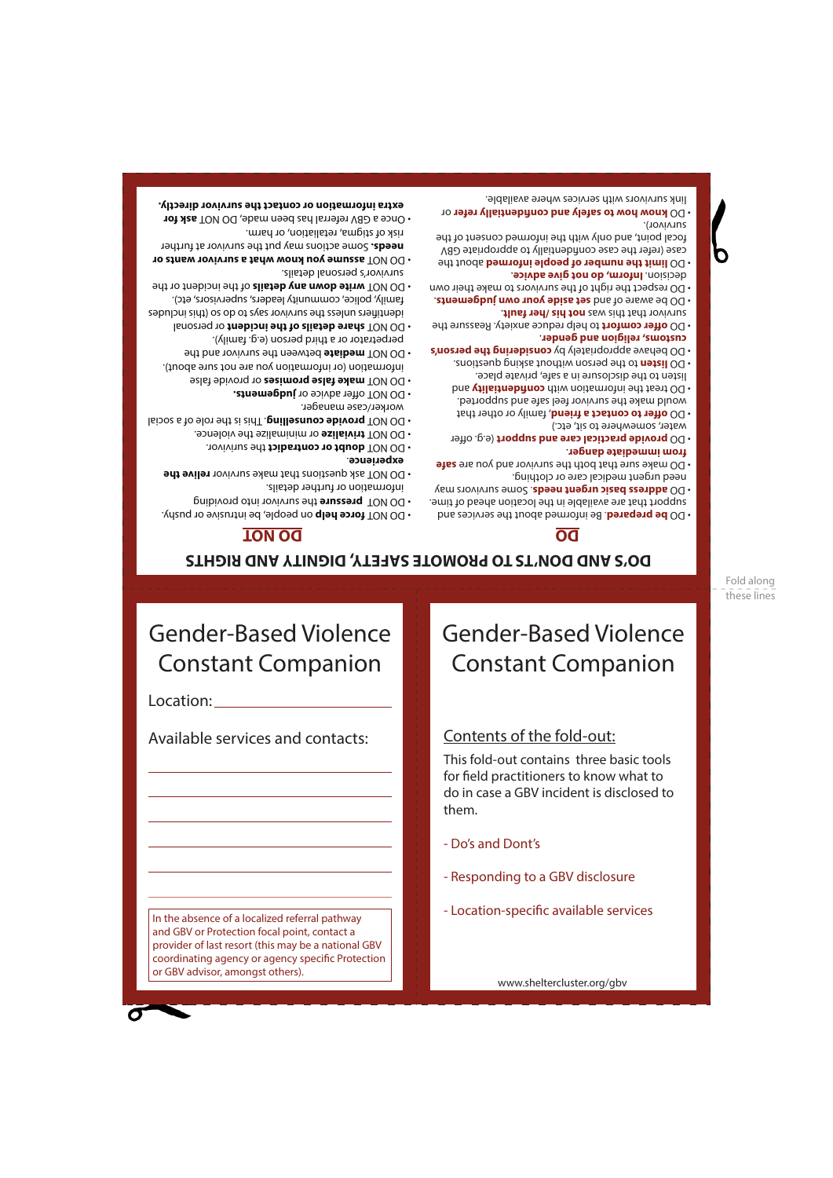# DO'S AND DON'T'S TO PROMOTE SAFETY, DIGNITY AND RIGHTS

## DO

- DO **be prepared**. Be informed about the services and support that are available in the location ahead of time. Some survivors may need urgent medical care or clothing.
- DO make sure that both the survivor and you are **safe from immediate danger**.
- DO **address basic urgent needs**. Some survivors may need urgent medical care or clothing.
- DO **provide practical care and support** (e.g. offer water, somewhere to sit, etc.)
- DO **offer to contact a friend**, family or other that would make the survivor feel safe and supported.
- DO treat the information with **confidentiality** and listen to the disclosure in a safe, private place.
- DO **listen** to the person without asking questions.
- DO behave appropriately by **considering the person's customs, religion and gender**.
- DO **offer comfort** to help reduce anxiety. Reassure the survivor that this was **not his /her fault**.
- DO be aware of and **set aside your own judgements**.
- DO respect the right of the survivors to make their own decision. **Inform, do not give advice**.
- DO **limit the number of people informed** about the case (refer the case confidentially to appropriate GBV focal point, and only with the informed consent of the survivor).
- DO **know how to safely and confidentially refer** or link survivors with services where available.

## DO NOT

- DO NOT **force help** on people, be intrusive or pushy.
- DO NOT **pressure** the survivor into providing information or further details.
- DO NOT ask questions that make survivor **relive the experience**.
- DO NOT **doubt or contradict** the survivor.
- DO NOT **trivialize** or minimalize the violence.
- DO NOT **provide counselling**. This is the role of a social worker/case manager.
- DO NOT offer advice or **judgements**.
- DO NOT **make false promises** or provide false information (or information you are not sure about).
- DO NOT **mediate** between the survivor and the perpetrator or a third person (e.g. family).
- DO NOT **share details of the incident** or personal identifiers unless the survivor says to do so (this includes family, police, community leaders, supervisors, etc).
- DO NOT **write down any details** of the incident or the survivor's personal details.
- DO NOT **assume you know what a survivor wants or needs**. Some actions may put the survivor at further risk of stigma, retaliation, or harm.
- Once a GBV referral has been made, DO NOT **ask for extra information or contact the survivor directly.**

Fold along these lines

# Gender-Based Violence Constant Companion

Location: ____________________

Available services and contacts:

____________________

____________________

____________________

____________________

____________________

____________________

In the absence of a localized referral pathway and GBV or Protection focal point, contact a provider of last resort (this may be a national GBV coordinating agency or agency specific Protection or GBV advisor, amongst others).

# Gender-Based Violence Constant Companion

## Contents of the fold-out:

This fold-out contains three basic tools for field practitioners to know what to do in case a GBV incident is disclosed to them.

- Do's and Dont's
- Responding to a GBV disclosure
- Location-specific available services

www.sheltercluster.org/gbv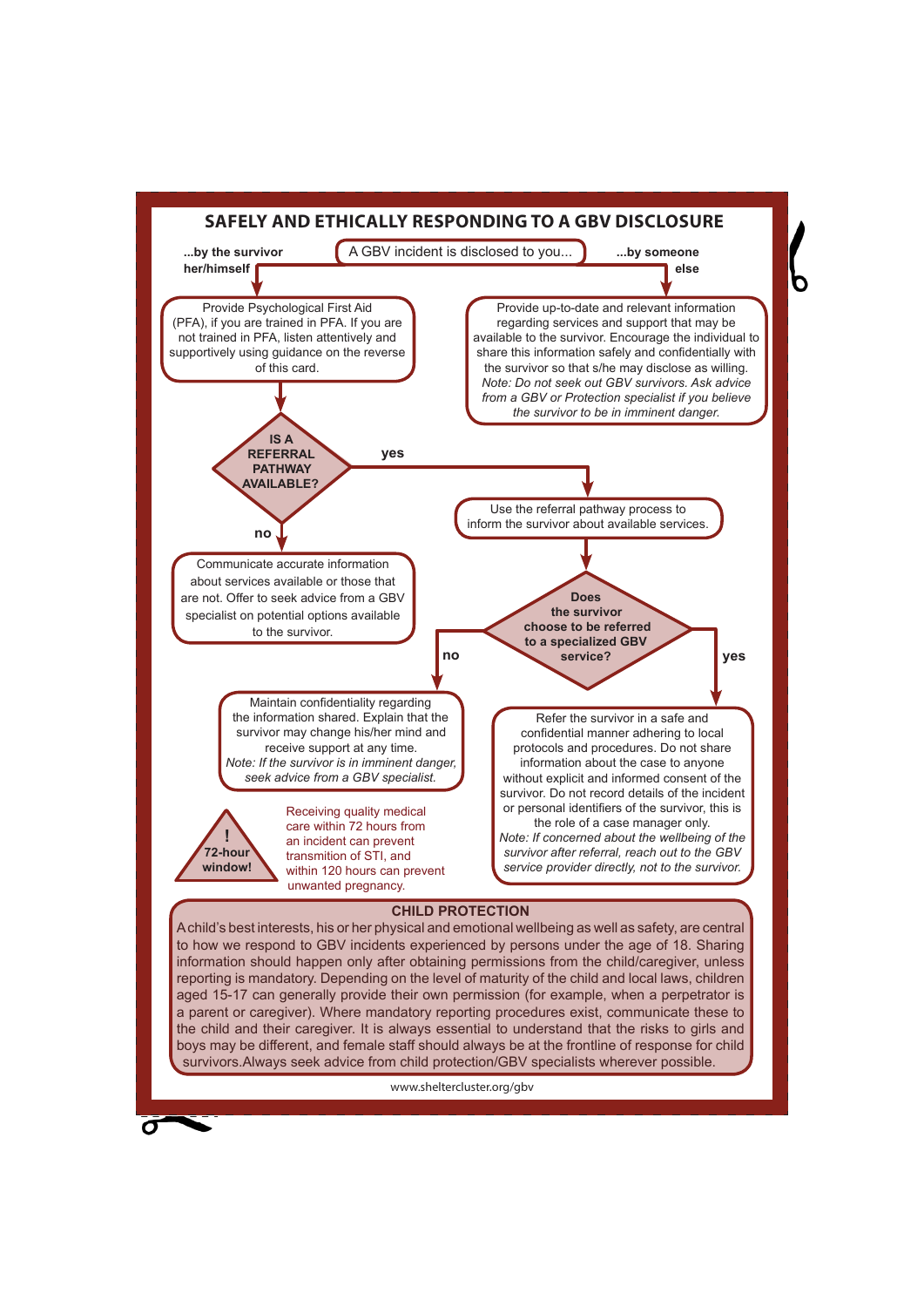# SAFELY AND ETHICALLY RESPONDING TO A GBV DISCLOSURE

A GBV incident is disclosed to you...

**...by the survivor her/himself**

Provide Psychological First Aid (PFA), if you are trained in PFA. If you are not trained in PFA, listen attentively and supportively using guidance on the reverse of this card.

**IS A REFERRAL PATHWAY AVAILABLE?**

**no**

Communicate accurate information about services available or those that are not. Offer to seek advice from a GBV specialist on potential options available to the survivor.

**yes**

Use the referral pathway process to inform the survivor about available services.

**Does the survivor choose to be referred to a specialized GBV service?**

**no**

Maintain confidentiality regarding the information shared. Explain that the survivor may change his/her mind and receive support at any time.
*Note: If the survivor is in imminent danger, seek advice from a GBV specialist.*

**yes**

Refer the survivor in a safe and confidential manner adhering to local protocols and procedures. Do not share information about the case to anyone without explicit and informed consent of the survivor. Do not record details of the incident or personal identifiers of the survivor, this is the role of a case manager only.
*Note: If concerned about the wellbeing of the survivor after referral, reach out to the GBV service provider directly, not to the survivor.*

**...by someone else**

Provide up-to-date and relevant information regarding services and support that may be available to the survivor. Encourage the individual to share this information safely and confidentially with the survivor so that s/he may disclose as willing.
*Note: Do not seek out GBV survivors. Ask advice from a GBV or Protection specialist if you believe the survivor to be in imminent danger.*

**! 72-hour window!**

Receiving quality medical care within 72 hours from an incident can prevent transmission of STI, and within 120 hours can prevent unwanted pregnancy.

## CHILD PROTECTION

A child's best interests, his or her physical and emotional wellbeing as well as safety, are central to how we respond to GBV incidents experienced by persons under the age of 18. Sharing information should happen only after obtaining permissions from the child/caregiver, unless reporting is mandatory. Depending on the level of maturity of the child and local laws, children aged 15-17 can generally provide their own permission (for example, when a perpetrator is a parent or caregiver). Where mandatory reporting procedures exist, communicate these to the child and their caregiver. It is always essential to understand that the risks to girls and boys may be different, and female staff should always be at the frontline of response for child survivors.Always seek advice from child protection/GBV specialists wherever possible.

www.sheltercluster.org/gbv